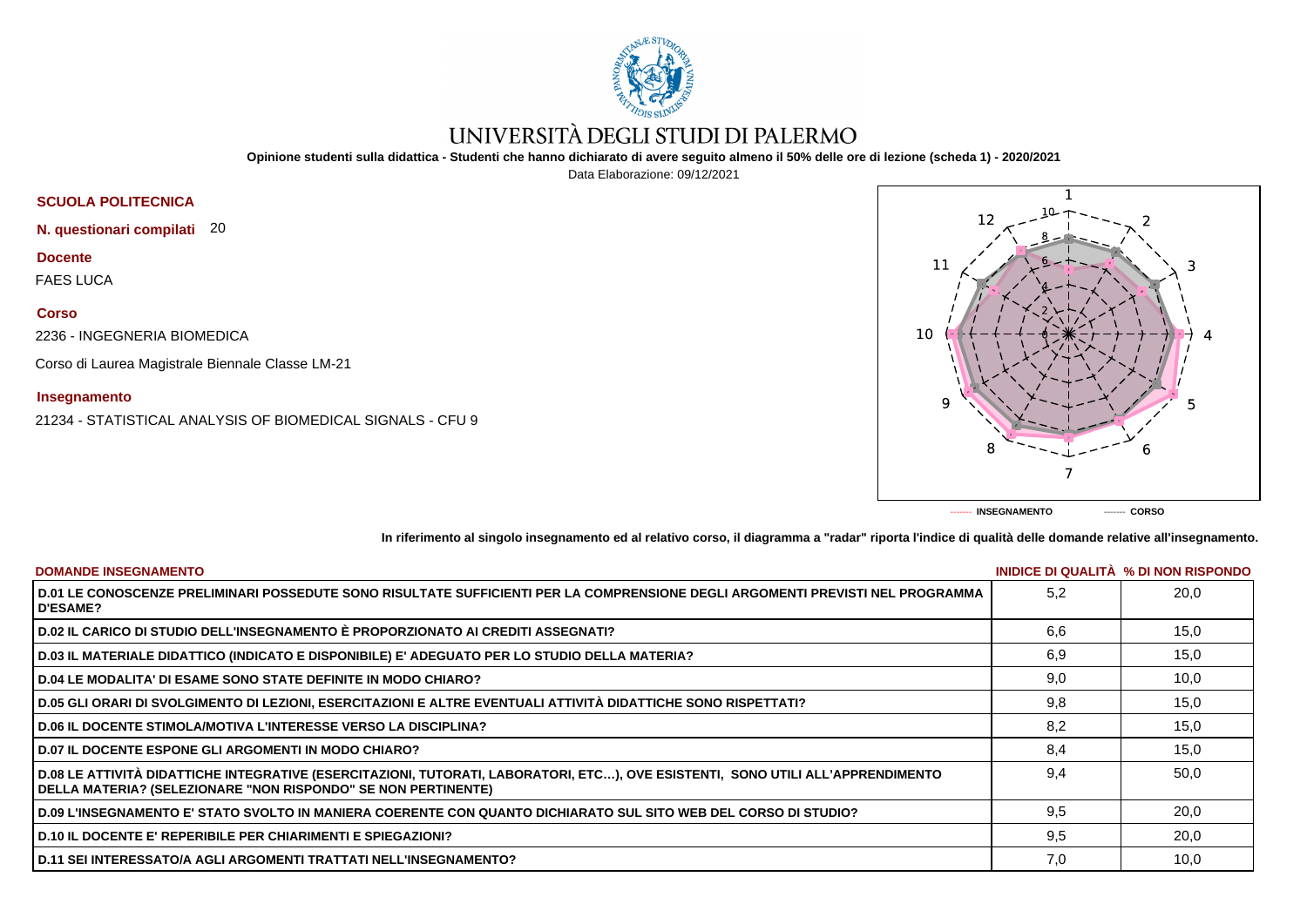# UNIVERSITÀ DEGLI STUDI DI PALERMO

**Opinione studenti sulla didattica - Studenti che hanno dichiarato di avere seguito almeno il 50% delle ore di lezione (scheda 1) - 2020/2021**

Data Elaborazione: 09/12/2021

**SCUOLA POLITECNICA**

**N. questionari compilati** 20

**Docente**

FAES LUCA

**Corso**

2236 - INGEGNERIA BIOMEDICA

Corso di Laurea Magistrale Biennale Classe LM-21

**Insegnamento**

21234 - STATISTICAL ANALYSIS OF BIOMEDICAL SIGNALS - CFU 9

------- INSEGNAMENTO ------- CORSO

**In riferimento al singolo insegnamento ed al relativo corso, il diagramma a "radar" riporta l'indice di qualità delle domande relative all'insegnamento.**

| DOMANDE INSEGNAMENTO | INIDICE DI QUALITÀ | % DI NON RISPONDO |
|---|---|---|
| D.01 LE CONOSCENZE PRELIMINARI POSSEDUTE SONO RISULTATE SUFFICIENTI PER LA COMPRENSIONE DEGLI ARGOMENTI PREVISTI NEL PROGRAMMA D'ESAME? | 5,2 | 20,0 |
| D.02 IL CARICO DI STUDIO DELL'INSEGNAMENTO È PROPORZIONATO AI CREDITI ASSEGNATI? | 6,6 | 15,0 |
| D.03 IL MATERIALE DIDATTICO (INDICATO E DISPONIBILE) E' ADEGUATO PER LO STUDIO DELLA MATERIA? | 6,9 | 15,0 |
| D.04 LE MODALITA' DI ESAME SONO STATE DEFINITE IN MODO CHIARO? | 9,0 | 10,0 |
| D.05 GLI ORARI DI SVOLGIMENTO DI LEZIONI, ESERCITAZIONI E ALTRE EVENTUALI ATTIVITÀ DIDATTICHE SONO RISPETTATI? | 9,8 | 15,0 |
| D.06 IL DOCENTE STIMOLA/MOTIVA L'INTERESSE VERSO LA DISCIPLINA? | 8,2 | 15,0 |
| D.07 IL DOCENTE ESPONE GLI ARGOMENTI IN MODO CHIARO? | 8,4 | 15,0 |
| D.08 LE ATTIVITÀ DIDATTICHE INTEGRATIVE (ESERCITAZIONI, TUTORATI, LABORATORI, ETC…), OVE ESISTENTI, SONO UTILI ALL'APPRENDIMENTO DELLA MATERIA? (SELEZIONARE "NON RISPONDO" SE NON PERTINENTE) | 9,4 | 50,0 |
| D.09 L'INSEGNAMENTO E' STATO SVOLTO IN MANIERA COERENTE CON QUANTO DICHIARATO SUL SITO WEB DEL CORSO DI STUDIO? | 9,5 | 20,0 |
| D.10 IL DOCENTE E' REPERIBILE PER CHIARIMENTI E SPIEGAZIONI? | 9,5 | 20,0 |
| D.11 SEI INTERESSATO/A AGLI ARGOMENTI TRATTATI NELL'INSEGNAMENTO? | 7,0 | 10,0 |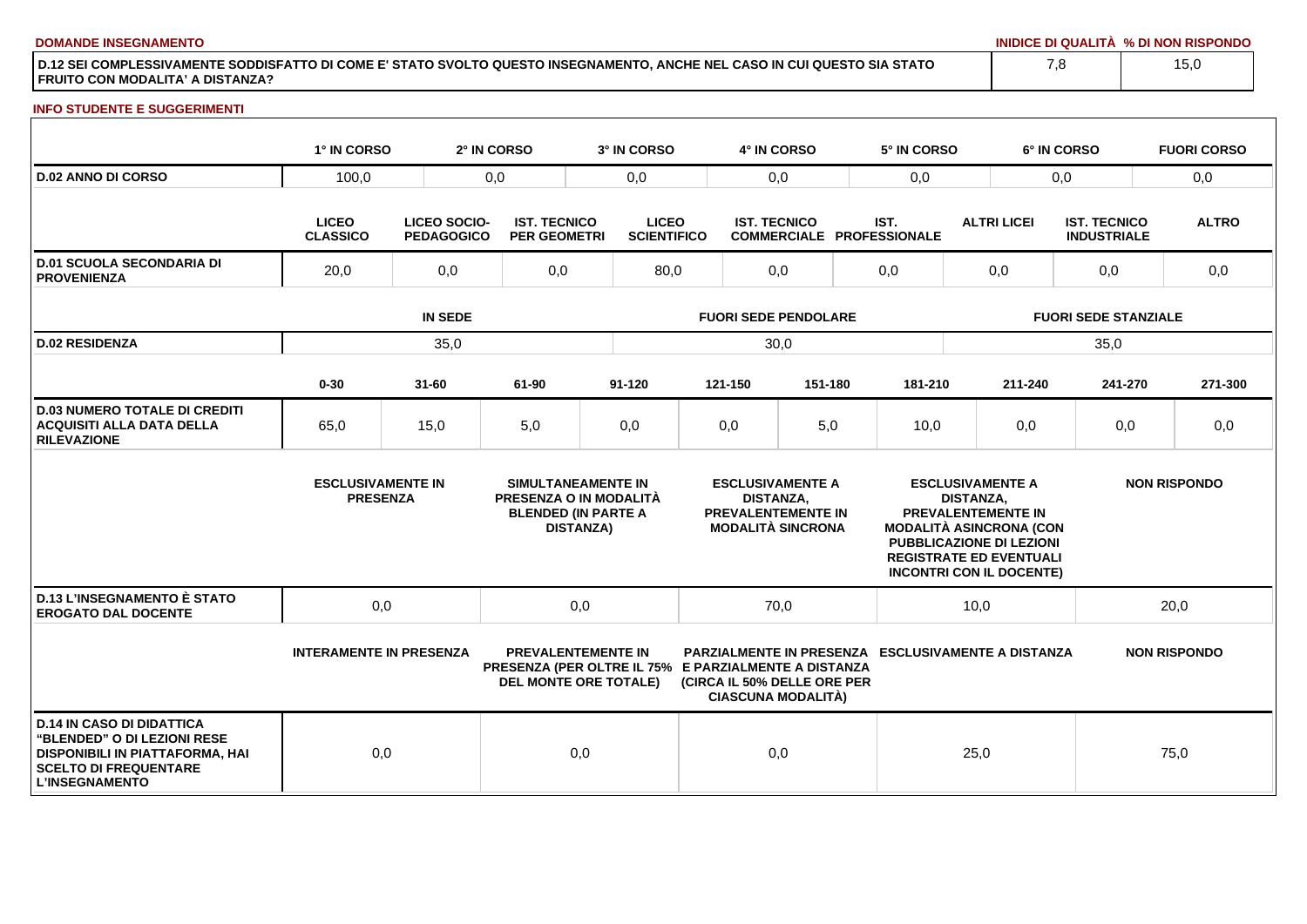**DOMANDE INSEGNAMENTO**

| | INIDICE DI QUALITÀ | % DI NON RISPONDO |
|---|---|---|
| D.12 SEI COMPLESSIVAMENTE SODDISFATTO DI COME E' STATO SVOLTO QUESTO INSEGNAMENTO, ANCHE NEL CASO IN CUI QUESTO SIA STATO FRUITO CON MODALITA' A DISTANZA? | 7,8 | 15,0 |

**INFO STUDENTE E SUGGERIMENTI**

| | 1° IN CORSO | 2° IN CORSO | 3° IN CORSO | 4° IN CORSO | 5° IN CORSO | 6° IN CORSO | FUORI CORSO |
|---|---|---|---|---|---|---|---|
| D.02 ANNO DI CORSO | 100,0 | 0,0 | 0,0 | 0,0 | 0,0 | 0,0 | 0,0 |

| | LICEO CLASSICO | LICEO SOCIO-PEDAGOGICO | IST. TECNICO PER GEOMETRI | LICEO SCIENTIFICO | IST. TECNICO COMMERCIALE | IST. PROFESSIONALE | ALTRI LICEI | IST. TECNICO INDUSTRIALE | ALTRO |
|---|---|---|---|---|---|---|---|---|---|
| D.01 SCUOLA SECONDARIA DI PROVENIENZA | 20,0 | 0,0 | 0,0 | 80,0 | 0,0 | 0,0 | 0,0 | 0,0 | 0,0 |

| | IN SEDE | FUORI SEDE PENDOLARE | FUORI SEDE STANZIALE |
|---|---|---|---|
| D.02 RESIDENZA | 35,0 | 30,0 | 35,0 |

| | 0-30 | 31-60 | 61-90 | 91-120 | 121-150 | 151-180 | 181-210 | 211-240 | 241-270 | 271-300 |
|---|---|---|---|---|---|---|---|---|---|---|
| D.03 NUMERO TOTALE DI CREDITI ACQUISITI ALLA DATA DELLA RILEVAZIONE | 65,0 | 15,0 | 5,0 | 0,0 | 0,0 | 5,0 | 10,0 | 0,0 | 0,0 | 0,0 |

| | ESCLUSIVAMENTE IN PRESENZA | SIMULTANEAMENTE IN PRESENZA O IN MODALITÀ BLENDED (IN PARTE A DISTANZA) | ESCLUSIVAMENTE A DISTANZA, PREVALENTEMENTE IN MODALITÀ SINCRONA | ESCLUSIVAMENTE A DISTANZA, PREVALENTEMENTE IN MODALITÀ ASINCRONA (CON PUBBLICAZIONE DI LEZIONI REGISTRATE ED EVENTUALI INCONTRI CON IL DOCENTE) | NON RISPONDO |
|---|---|---|---|---|---|
| D.13 L'INSEGNAMENTO È STATO EROGATO DAL DOCENTE | 0,0 | 0,0 | 70,0 | 10,0 | 20,0 |

| | INTERAMENTE IN PRESENZA | PREVALENTEMENTE IN PRESENZA (PER OLTRE IL 75% DEL MONTE ORE TOTALE) | PARZIALMENTE IN PRESENZA E PARZIALMENTE A DISTANZA (CIRCA IL 50% DELLE ORE PER CIASCUNA MODALITÀ) | ESCLUSIVAMENTE A DISTANZA | NON RISPONDO |
|---|---|---|---|---|---|
| D.14 IN CASO DI DIDATTICA "BLENDED" O DI LEZIONI RESE DISPONIBILI IN PIATTAFORMA, HAI SCELTO DI FREQUENTARE L'INSEGNAMENTO | 0,0 | 0,0 | 0,0 | 25,0 | 75,0 |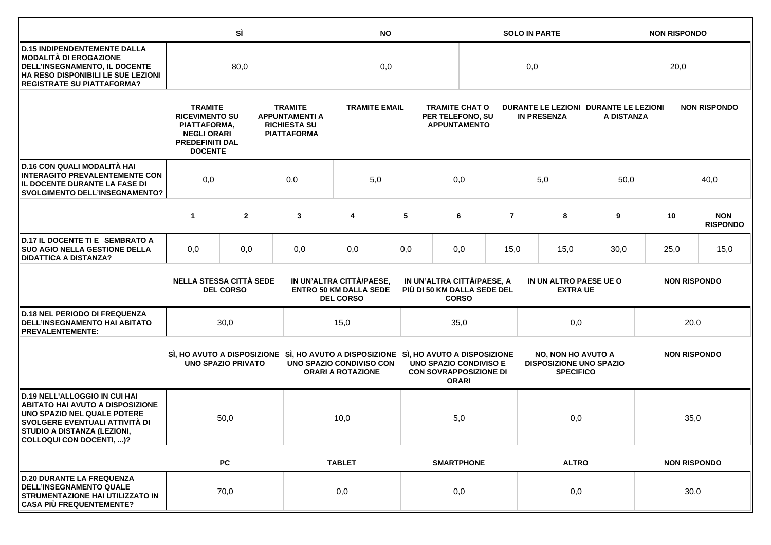| | SÌ | NO | SOLO IN PARTE | NON RISPONDO |
|---|---|---|---|---|
| **D.15 INDIPENDENTEMENTE DALLA MODALITÀ DI EROGAZIONE DELL'INSEGNAMENTO, IL DOCENTE HA RESO DISPONIBILI LE SUE LEZIONI REGISTRATE SU PIATTAFORMA?** | 80,0 | 0,0 | 0,0 | 20,0 |

| | TRAMITE RICEVIMENTO SU PIATTAFORMA, NEGLI ORARI PREDEFINITI DAL DOCENTE | TRAMITE APPUNTAMENTI A RICHIESTA SU PIATTAFORMA | TRAMITE EMAIL | TRAMITE CHAT O PER TELEFONO, SU APPUNTAMENTO | DURANTE LE LEZIONI IN PRESENZA | DURANTE LE LEZIONI A DISTANZA | NON RISPONDO |
|---|---|---|---|---|---|---|---|
| **D.16 CON QUALI MODALITÀ HAI INTERAGITO PREVALENTEMENTE CON IL DOCENTE DURANTE LA FASE DI SVOLGIMENTO DELL'INSEGNAMENTO?** | 0,0 | 0,0 | 5,0 | 0,0 | 5,0 | 50,0 | 40,0 |

| | 1 | 2 | 3 | 4 | 5 | 6 | 7 | 8 | 9 | 10 | NON RISPONDO |
|---|---|---|---|---|---|---|---|---|---|---|---|
| **D.17 IL DOCENTE TI E SEMBRATO A SUO AGIO NELLA GESTIONE DELLA DIDATTICA A DISTANZA?** | 0,0 | 0,0 | 0,0 | 0,0 | 0,0 | 0,0 | 15,0 | 15,0 | 30,0 | 25,0 | 15,0 |

| | NELLA STESSA CITTÀ SEDE DEL CORSO | IN UN'ALTRA CITTÀ/PAESE, ENTRO 50 KM DALLA SEDE DEL CORSO | IN UN'ALTRA CITTÀ/PAESE, A PIÙ DI 50 KM DALLA SEDE DEL CORSO | IN UN ALTRO PAESE UE O EXTRA UE | NON RISPONDO |
|---|---|---|---|---|---|
| **D.18 NEL PERIODO DI FREQUENZA DELL'INSEGNAMENTO HAI ABITATO PREVALENTEMENTE:** | 30,0 | 15,0 | 35,0 | 0,0 | 20,0 |

| | SÌ, HO AVUTO A DISPOSIZIONE UNO SPAZIO PRIVATO | SÌ, HO AVUTO A DISPOSIZIONE UNO SPAZIO CONDIVISO CON ORARI A ROTAZIONE | SÌ, HO AVUTO A DISPOSIZIONE UNO SPAZIO CONDIVISO E CON SOVRAPPOSIZIONE DI ORARI | NO, NON HO AVUTO A DISPOSIZIONE UNO SPAZIO SPECIFICO | NON RISPONDO |
|---|---|---|---|---|---|
| **D.19 NELL'ALLOGGIO IN CUI HAI ABITATO HAI AVUTO A DISPOSIZIONE UNO SPAZIO NEL QUALE POTERE SVOLGERE EVENTUALI ATTIVITÀ DI STUDIO A DISTANZA (LEZIONI, COLLOQUI CON DOCENTI, ...)?** | 50,0 | 10,0 | 5,0 | 0,0 | 35,0 |

| | PC | TABLET | SMARTPHONE | ALTRO | NON RISPONDO |
|---|---|---|---|---|---|
| **D.20 DURANTE LA FREQUENZA DELL'INSEGNAMENTO QUALE STRUMENTAZIONE HAI UTILIZZATO IN CASA PIÙ FREQUENTEMENTE?** | 70,0 | 0,0 | 0,0 | 0,0 | 30,0 |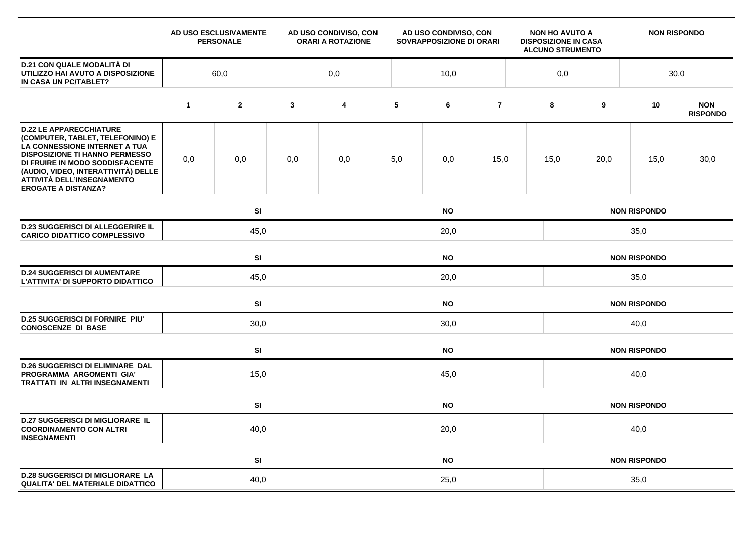| | AD USO ESCLUSIVAMENTE PERSONALE | AD USO CONDIVISO, CON ORARI A ROTAZIONE | AD USO CONDIVISO, CON SOVRAPPOSIZIONE DI ORARI | NON HO AVUTO A DISPOSIZIONE IN CASA ALCUNO STRUMENTO | NON RISPONDO |
|---|---|---|---|---|---|
| **D.21 CON QUALE MODALITÀ DI UTILIZZO HAI AVUTO A DISPOSIZIONE IN CASA UN PC/TABLET?** | 60,0 | 0,0 | 10,0 | 0,0 | 30,0 |

| | 1 | 2 | 3 | 4 | 5 | 6 | 7 | 8 | 9 | 10 | NON RISPONDO |
|---|---|---|---|---|---|---|---|---|---|---|---|
| **D.22 LE APPARECCHIATURE (COMPUTER, TABLET, TELEFONINO) E LA CONNESSIONE INTERNET A TUA DISPOSIZIONE TI HANNO PERMESSO DI FRUIRE IN MODO SODDISFACENTE (AUDIO, VIDEO, INTERATTIVITÀ) DELLE ATTIVITÀ DELL'INSEGNAMENTO EROGATE A DISTANZA?** | 0,0 | 0,0 | 0,0 | 0,0 | 5,0 | 0,0 | 15,0 | 15,0 | 20,0 | 15,0 | 30,0 |

| | SI | NO | NON RISPONDO |
|---|---|---|---|
| **D.23 SUGGERISCI DI ALLEGGERIRE IL CARICO DIDATTICO COMPLESSIVO** | 45,0 | 20,0 | 35,0 |
| **D.24 SUGGERISCI DI AUMENTARE L'ATTIVITA' DI SUPPORTO DIDATTICO** | 45,0 | 20,0 | 35,0 |
| **D.25 SUGGERISCI DI FORNIRE PIU' CONOSCENZE DI BASE** | 30,0 | 30,0 | 40,0 |
| **D.26 SUGGERISCI DI ELIMINARE DAL PROGRAMMA ARGOMENTI GIA' TRATTATI IN ALTRI INSEGNAMENTI** | 15,0 | 45,0 | 40,0 |
| **D.27 SUGGERISCI DI MIGLIORARE IL COORDINAMENTO CON ALTRI INSEGNAMENTI** | 40,0 | 20,0 | 40,0 |
| **D.28 SUGGERISCI DI MIGLIORARE LA QUALITA' DEL MATERIALE DIDATTICO** | 40,0 | 25,0 | 35,0 |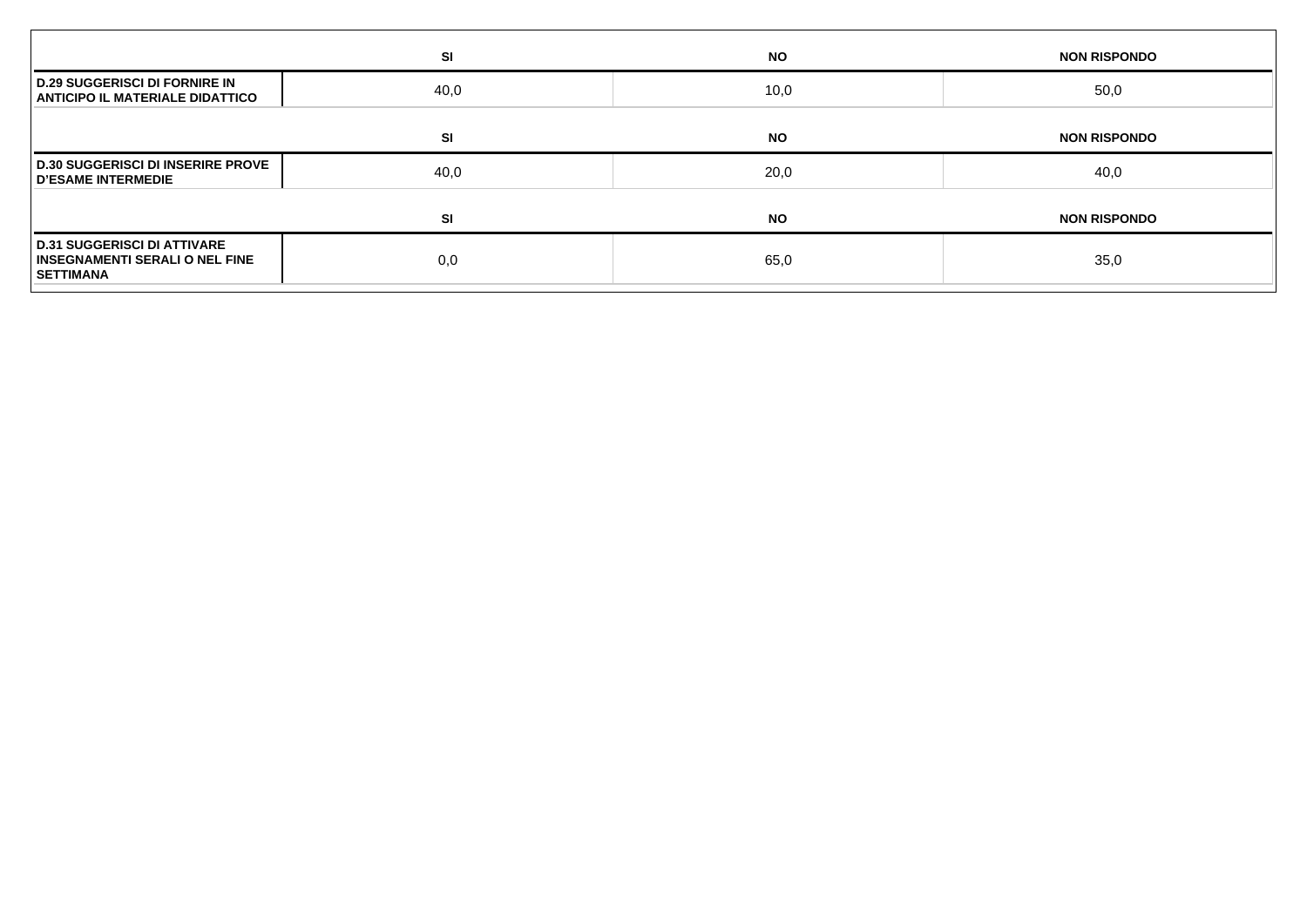| | SI | NO | NON RISPONDO |
|---|---|---|---|
| **D.29 SUGGERISCI DI FORNIRE IN ANTICIPO IL MATERIALE DIDATTICO** | 40,0 | 10,0 | 50,0 |

| | SI | NO | NON RISPONDO |
|---|---|---|---|
| **D.30 SUGGERISCI DI INSERIRE PROVE D'ESAME INTERMEDIE** | 40,0 | 20,0 | 40,0 |

| | SI | NO | NON RISPONDO |
|---|---|---|---|
| **D.31 SUGGERISCI DI ATTIVARE INSEGNAMENTI SERALI O NEL FINE SETTIMANA** | 0,0 | 65,0 | 35,0 |